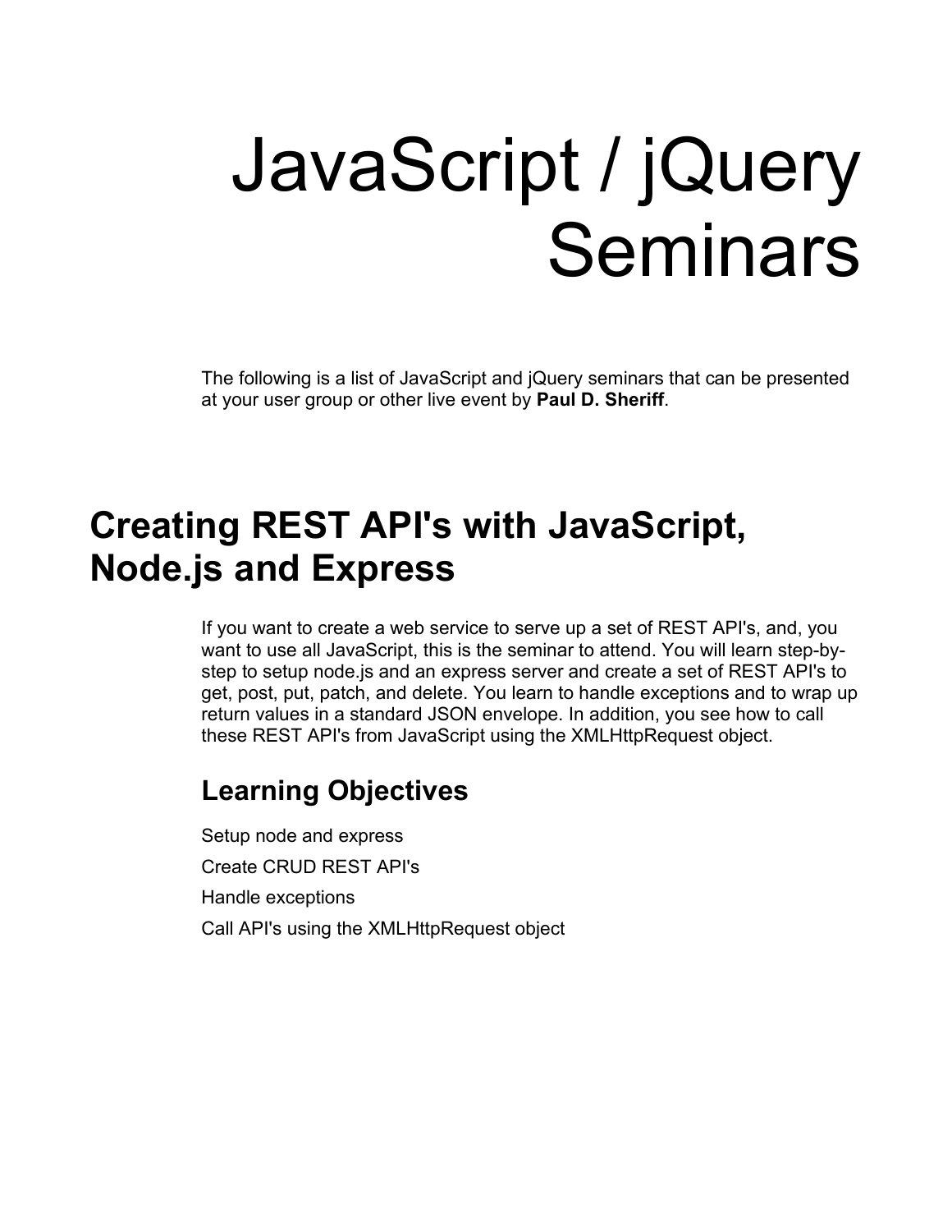# JavaScript / jQuery Seminars

The following is a list of JavaScript and jQuery seminars that can be presented at your user group or other live event by **Paul D. Sheriff**.

## Creating REST API's with JavaScript, Node.js and Express

If you want to create a web service to serve up a set of REST API's, and, you want to use all JavaScript, this is the seminar to attend. You will learn step-by-step to setup node.js and an express server and create a set of REST API's to get, post, put, patch, and delete. You learn to handle exceptions and to wrap up return values in a standard JSON envelope. In addition, you see how to call these REST API's from JavaScript using the XMLHttpRequest object.

### Learning Objectives

Setup node and express

Create CRUD REST API's

Handle exceptions

Call API's using the XMLHttpRequest object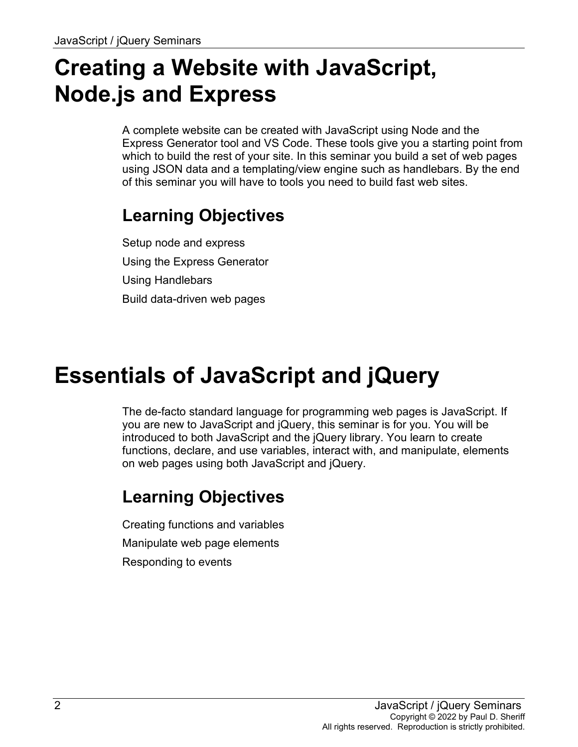# Creating a Website with JavaScript, Node.js and Express

A complete website can be created with JavaScript using Node and the Express Generator tool and VS Code. These tools give you a starting point from which to build the rest of your site. In this seminar you build a set of web pages using JSON data and a templating/view engine such as handlebars. By the end of this seminar you will have to tools you need to build fast web sites.

## Learning Objectives

Setup node and express

Using the Express Generator

Using Handlebars

Build data-driven web pages

# Essentials of JavaScript and jQuery

The de-facto standard language for programming web pages is JavaScript. If you are new to JavaScript and jQuery, this seminar is for you. You will be introduced to both JavaScript and the jQuery library. You learn to create functions, declare, and use variables, interact with, and manipulate, elements on web pages using both JavaScript and jQuery.

## Learning Objectives

Creating functions and variables

Manipulate web page elements

Responding to events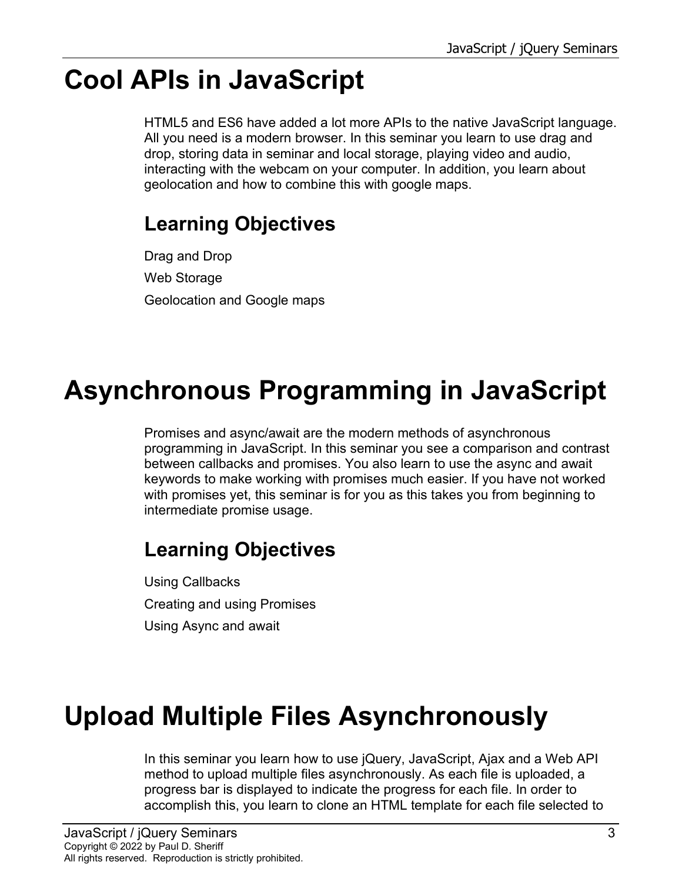# Cool APIs in JavaScript

HTML5 and ES6 have added a lot more APIs to the native JavaScript language. All you need is a modern browser. In this seminar you learn to use drag and drop, storing data in seminar and local storage, playing video and audio, interacting with the webcam on your computer. In addition, you learn about geolocation and how to combine this with google maps.

## Learning Objectives

Drag and Drop

Web Storage

Geolocation and Google maps

# Asynchronous Programming in JavaScript

Promises and async/await are the modern methods of asynchronous programming in JavaScript. In this seminar you see a comparison and contrast between callbacks and promises. You also learn to use the async and await keywords to make working with promises much easier. If you have not worked with promises yet, this seminar is for you as this takes you from beginning to intermediate promise usage.

## Learning Objectives

Using Callbacks

Creating and using Promises

Using Async and await

# Upload Multiple Files Asynchronously

In this seminar you learn how to use jQuery, JavaScript, Ajax and a Web API method to upload multiple files asynchronously. As each file is uploaded, a progress bar is displayed to indicate the progress for each file. In order to accomplish this, you learn to clone an HTML template for each file selected to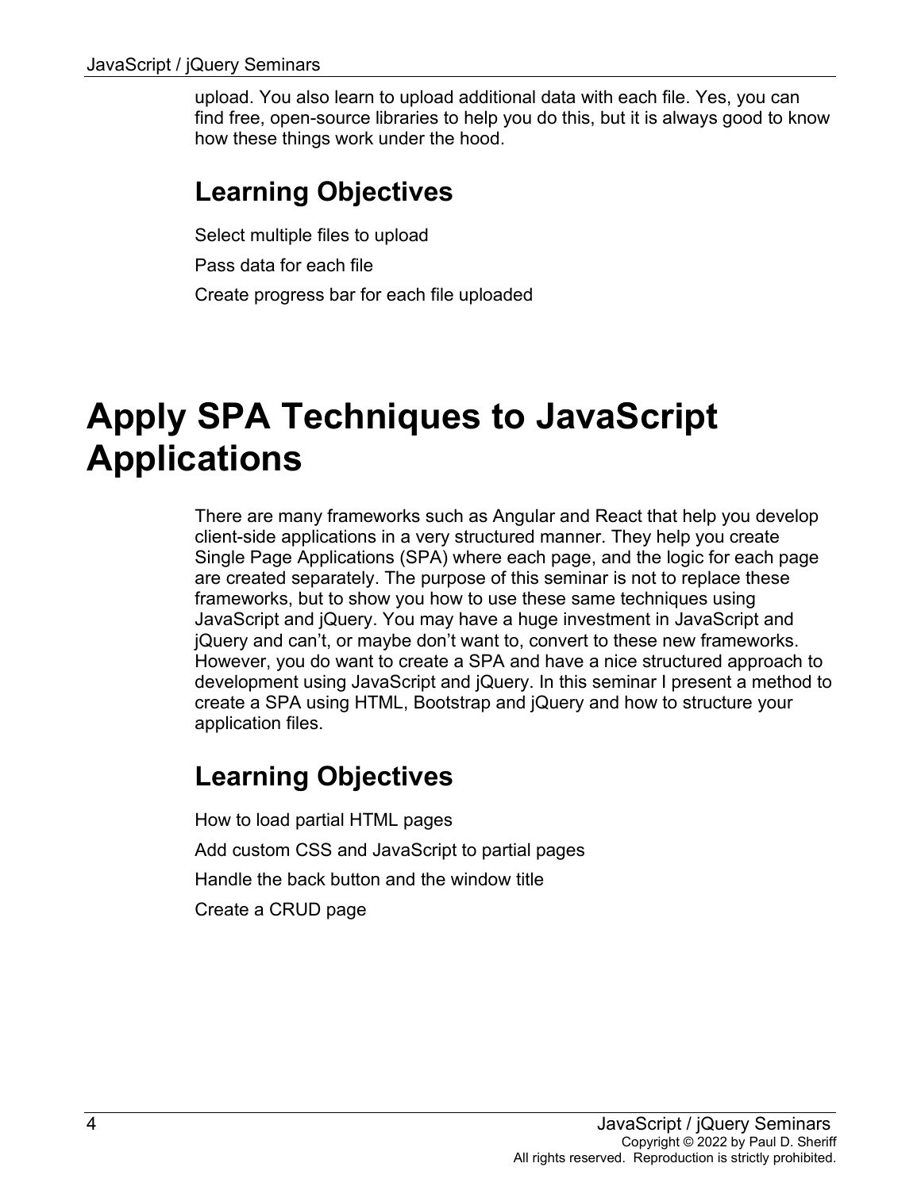upload. You also learn to upload additional data with each file. Yes, you can find free, open-source libraries to help you do this, but it is always good to know how these things work under the hood.

## Learning Objectives

Select multiple files to upload

Pass data for each file

Create progress bar for each file uploaded

# Apply SPA Techniques to JavaScript Applications

There are many frameworks such as Angular and React that help you develop client-side applications in a very structured manner. They help you create Single Page Applications (SPA) where each page, and the logic for each page are created separately. The purpose of this seminar is not to replace these frameworks, but to show you how to use these same techniques using JavaScript and jQuery. You may have a huge investment in JavaScript and jQuery and can't, or maybe don't want to, convert to these new frameworks. However, you do want to create a SPA and have a nice structured approach to development using JavaScript and jQuery. In this seminar I present a method to create a SPA using HTML, Bootstrap and jQuery and how to structure your application files.

## Learning Objectives

How to load partial HTML pages

Add custom CSS and JavaScript to partial pages

Handle the back button and the window title

Create a CRUD page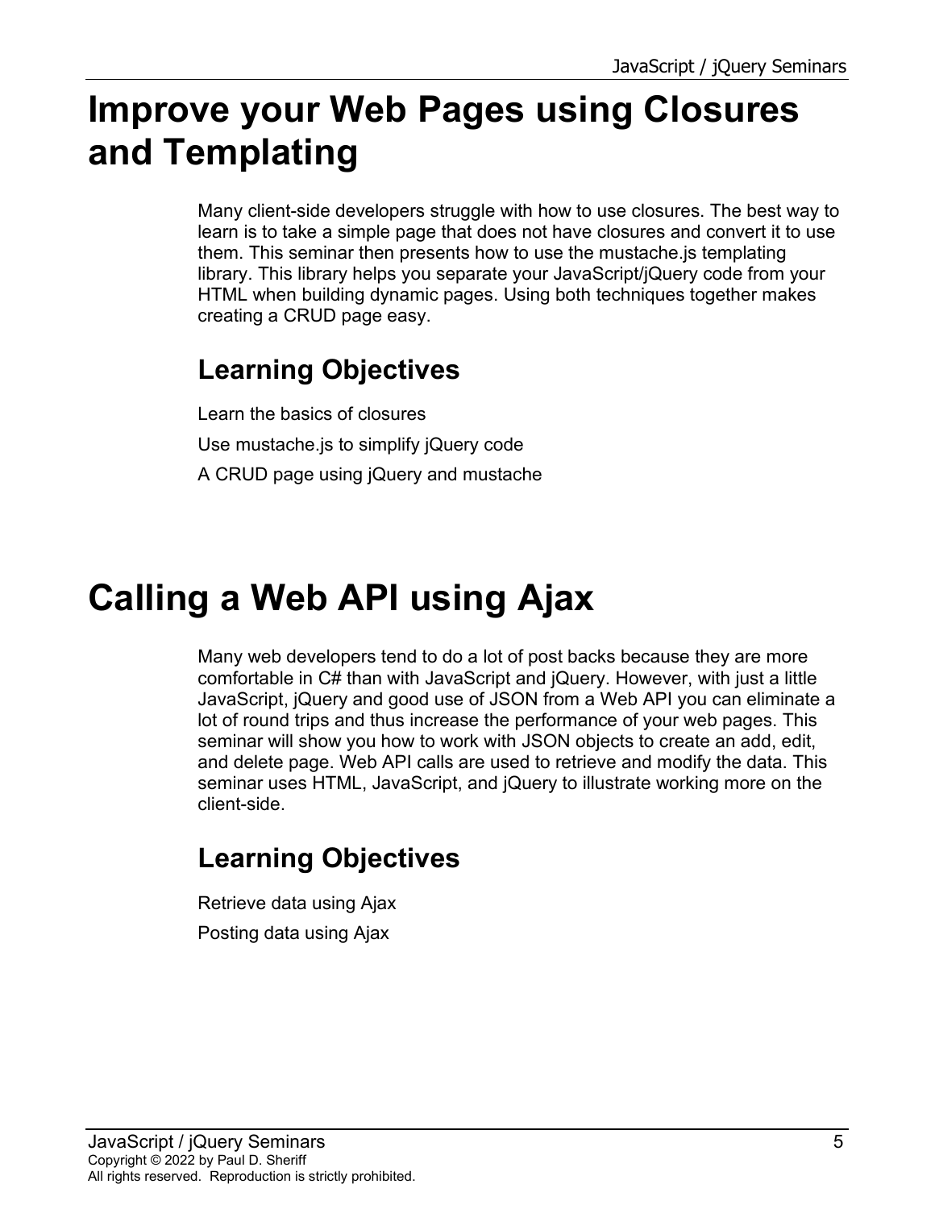# Improve your Web Pages using Closures and Templating

Many client-side developers struggle with how to use closures. The best way to learn is to take a simple page that does not have closures and convert it to use them. This seminar then presents how to use the mustache.js templating library. This library helps you separate your JavaScript/jQuery code from your HTML when building dynamic pages. Using both techniques together makes creating a CRUD page easy.

## Learning Objectives

Learn the basics of closures

Use mustache.js to simplify jQuery code

A CRUD page using jQuery and mustache

# Calling a Web API using Ajax

Many web developers tend to do a lot of post backs because they are more comfortable in C# than with JavaScript and jQuery. However, with just a little JavaScript, jQuery and good use of JSON from a Web API you can eliminate a lot of round trips and thus increase the performance of your web pages. This seminar will show you how to work with JSON objects to create an add, edit, and delete page. Web API calls are used to retrieve and modify the data. This seminar uses HTML, JavaScript, and jQuery to illustrate working more on the client-side.

## Learning Objectives

Retrieve data using Ajax

Posting data using Ajax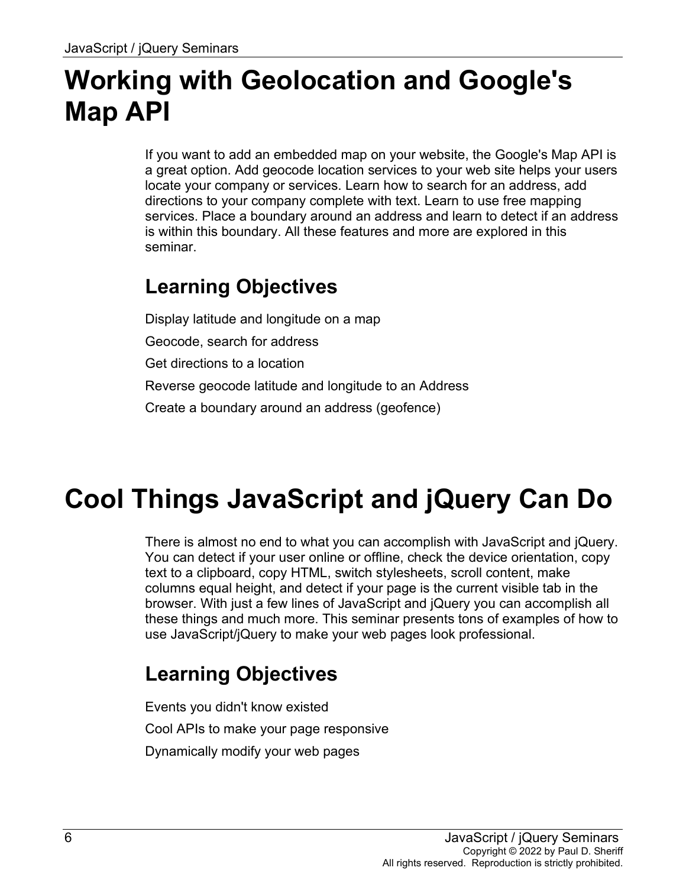# Working with Geolocation and Google's Map API

If you want to add an embedded map on your website, the Google's Map API is a great option. Add geocode location services to your web site helps your users locate your company or services. Learn how to search for an address, add directions to your company complete with text. Learn to use free mapping services. Place a boundary around an address and learn to detect if an address is within this boundary. All these features and more are explored in this seminar.

## Learning Objectives

Display latitude and longitude on a map

Geocode, search for address

Get directions to a location

Reverse geocode latitude and longitude to an Address

Create a boundary around an address (geofence)

# Cool Things JavaScript and jQuery Can Do

There is almost no end to what you can accomplish with JavaScript and jQuery. You can detect if your user online or offline, check the device orientation, copy text to a clipboard, copy HTML, switch stylesheets, scroll content, make columns equal height, and detect if your page is the current visible tab in the browser. With just a few lines of JavaScript and jQuery you can accomplish all these things and much more. This seminar presents tons of examples of how to use JavaScript/jQuery to make your web pages look professional.

## Learning Objectives

Events you didn't know existed

Cool APIs to make your page responsive

Dynamically modify your web pages